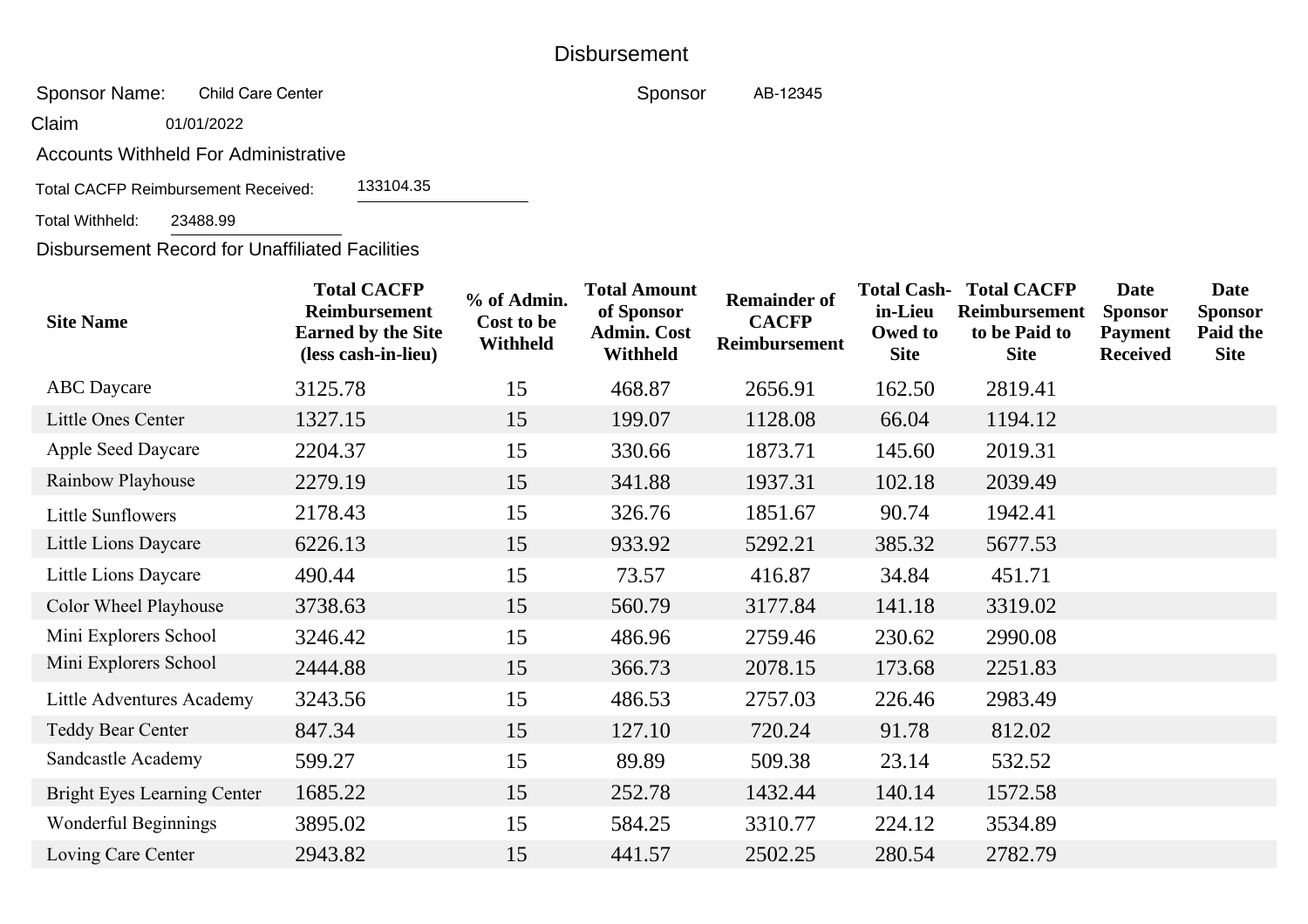# Disbursement

Sponsor Name: Child Care Center

Sponsor AB-12345

Claim 01/01/2022

Accounts Withheld For Administrative

Total CACFP Reimbursement Received: 133104.35

Total Withheld: 23488.99

Disbursement Record for Unaffiliated Facilities

| Site Name | Total CACFP Reimbursement Earned by the Site (less cash-in-lieu) | % of Admin. Cost to be Withheld | Total Amount of Sponsor Admin. Cost Withheld | Remainder of CACFP Reimbursement | Total Cash-in-Lieu Owed to Site | Total CACFP Reimbursement to be Paid to Site | Date Sponsor Payment Received | Date Sponsor Paid the Site |
|---|---|---|---|---|---|---|---|---|
| ABC Daycare | 3125.78 | 15 | 468.87 | 2656.91 | 162.50 | 2819.41 | | |
| Little Ones Center | 1327.15 | 15 | 199.07 | 1128.08 | 66.04 | 1194.12 | | |
| Apple Seed Daycare | 2204.37 | 15 | 330.66 | 1873.71 | 145.60 | 2019.31 | | |
| Rainbow Playhouse | 2279.19 | 15 | 341.88 | 1937.31 | 102.18 | 2039.49 | | |
| Little Sunflowers | 2178.43 | 15 | 326.76 | 1851.67 | 90.74 | 1942.41 | | |
| Little Lions Daycare | 6226.13 | 15 | 933.92 | 5292.21 | 385.32 | 5677.53 | | |
| Little Lions Daycare | 490.44 | 15 | 73.57 | 416.87 | 34.84 | 451.71 | | |
| Color Wheel Playhouse | 3738.63 | 15 | 560.79 | 3177.84 | 141.18 | 3319.02 | | |
| Mini Explorers School | 3246.42 | 15 | 486.96 | 2759.46 | 230.62 | 2990.08 | | |
| Mini Explorers School | 2444.88 | 15 | 366.73 | 2078.15 | 173.68 | 2251.83 | | |
| Little Adventures Academy | 3243.56 | 15 | 486.53 | 2757.03 | 226.46 | 2983.49 | | |
| Teddy Bear Center | 847.34 | 15 | 127.10 | 720.24 | 91.78 | 812.02 | | |
| Sandcastle Academy | 599.27 | 15 | 89.89 | 509.38 | 23.14 | 532.52 | | |
| Bright Eyes Learning Center | 1685.22 | 15 | 252.78 | 1432.44 | 140.14 | 1572.58 | | |
| Wonderful Beginnings | 3895.02 | 15 | 584.25 | 3310.77 | 224.12 | 3534.89 | | |
| Loving Care Center | 2943.82 | 15 | 441.57 | 2502.25 | 280.54 | 2782.79 | | |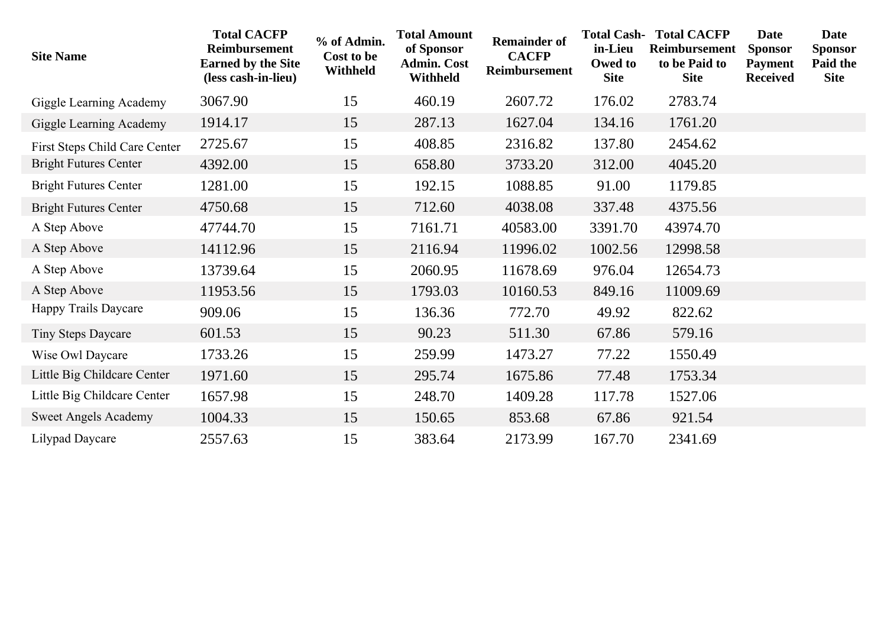| Site Name | Total CACFP Reimbursement Earned by the Site (less cash-in-lieu) | % of Admin. Cost to be Withheld | Total Amount of Sponsor Admin. Cost Withheld | Remainder of CACFP Reimbursement | Total Cash-in-Lieu Owed to Site | Total CACFP Reimbursement to be Paid to Site | Date Sponsor Payment Received | Date Sponsor Paid the Site |
|---|---|---|---|---|---|---|---|---|
| Giggle Learning Academy | 3067.90 | 15 | 460.19 | 2607.72 | 176.02 | 2783.74 | | |
| Giggle Learning Academy | 1914.17 | 15 | 287.13 | 1627.04 | 134.16 | 1761.20 | | |
| First Steps Child Care Center | 2725.67 | 15 | 408.85 | 2316.82 | 137.80 | 2454.62 | | |
| Bright Futures Center | 4392.00 | 15 | 658.80 | 3733.20 | 312.00 | 4045.20 | | |
| Bright Futures Center | 1281.00 | 15 | 192.15 | 1088.85 | 91.00 | 1179.85 | | |
| Bright Futures Center | 4750.68 | 15 | 712.60 | 4038.08 | 337.48 | 4375.56 | | |
| A Step Above | 47744.70 | 15 | 7161.71 | 40583.00 | 3391.70 | 43974.70 | | |
| A Step Above | 14112.96 | 15 | 2116.94 | 11996.02 | 1002.56 | 12998.58 | | |
| A Step Above | 13739.64 | 15 | 2060.95 | 11678.69 | 976.04 | 12654.73 | | |
| A Step Above | 11953.56 | 15 | 1793.03 | 10160.53 | 849.16 | 11009.69 | | |
| Happy Trails Daycare | 909.06 | 15 | 136.36 | 772.70 | 49.92 | 822.62 | | |
| Tiny Steps Daycare | 601.53 | 15 | 90.23 | 511.30 | 67.86 | 579.16 | | |
| Wise Owl Daycare | 1733.26 | 15 | 259.99 | 1473.27 | 77.22 | 1550.49 | | |
| Little Big Childcare Center | 1971.60 | 15 | 295.74 | 1675.86 | 77.48 | 1753.34 | | |
| Little Big Childcare Center | 1657.98 | 15 | 248.70 | 1409.28 | 117.78 | 1527.06 | | |
| Sweet Angels Academy | 1004.33 | 15 | 150.65 | 853.68 | 67.86 | 921.54 | | |
| Lilypad Daycare | 2557.63 | 15 | 383.64 | 2173.99 | 167.70 | 2341.69 | | |